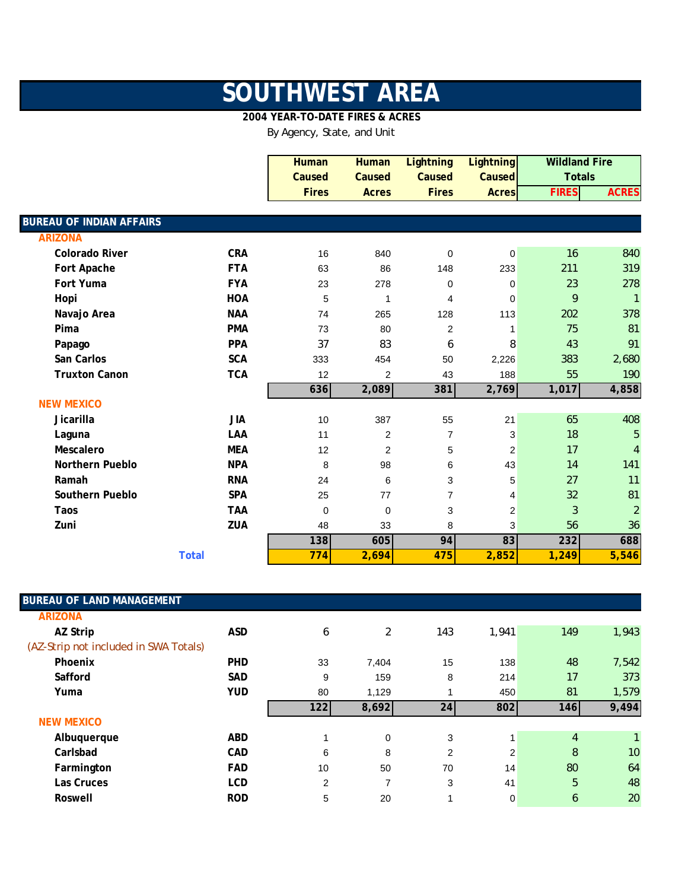# SOUTHWEST AREA

**2004 YEAR-TO-DATE FIRES & ACRES**

By Agency, State, and Unit

| | | Human Caused Fires | Human Caused Acres | Lightning Caused Fires | Lightning Caused Acres | Wildland Fire Totals | |
|---|---|---|---|---|---|---|---|
| | | | | | | FIRES | ACRES |
| **BUREAU OF INDIAN AFFAIRS** | | | | | | | |
| **ARIZONA** | | | | | | | |
| Colorado River | CRA | 16 | 840 | 0 | 0 | 16 | 840 |
| Fort Apache | FTA | 63 | 86 | 148 | 233 | 211 | 319 |
| Fort Yuma | FYA | 23 | 278 | 0 | 0 | 23 | 278 |
| Hopi | HOA | 5 | 1 | 4 | 0 | 9 | 1 |
| Navajo Area | NAA | 74 | 265 | 128 | 113 | 202 | 378 |
| Pima | PMA | 73 | 80 | 2 | 1 | 75 | 81 |
| Papago | PPA | 37 | 83 | 6 | 8 | 43 | 91 |
| San Carlos | SCA | 333 | 454 | 50 | 2,226 | 383 | 2,680 |
| Truxton Canon | TCA | 12 | 2 | 43 | 188 | 55 | 190 |
| | | **636** | **2,089** | **381** | **2,769** | **1,017** | **4,858** |
| **NEW MEXICO** | | | | | | | |
| Jicarilla | JIA | 10 | 387 | 55 | 21 | 65 | 408 |
| Laguna | LAA | 11 | 2 | 7 | 3 | 18 | 5 |
| Mescalero | MEA | 12 | 2 | 5 | 2 | 17 | 4 |
| Northern Pueblo | NPA | 8 | 98 | 6 | 43 | 14 | 141 |
| Ramah | RNA | 24 | 6 | 3 | 5 | 27 | 11 |
| Southern Pueblo | SPA | 25 | 77 | 7 | 4 | 32 | 81 |
| Taos | TAA | 0 | 0 | 3 | 2 | 3 | 2 |
| Zuni | ZUA | 48 | 33 | 8 | 3 | 56 | 36 |
| | | **138** | **605** | **94** | **83** | **232** | **688** |
| **Total** | | **774** | **2,694** | **475** | **2,852** | **1,249** | **5,546** |
| **BUREAU OF LAND MANAGEMENT** | | | | | | | |
| **ARIZONA** | | | | | | | |
| AZ Strip | ASD | 6 | 2 | 143 | 1,941 | 149 | 1,943 |
| (AZ-Strip not included in SWA Totals) | | | | | | | |
| Phoenix | PHD | 33 | 7,404 | 15 | 138 | 48 | 7,542 |
| Safford | SAD | 9 | 159 | 8 | 214 | 17 | 373 |
| Yuma | YUD | 80 | 1,129 | 1 | 450 | 81 | 1,579 |
| | | **122** | **8,692** | **24** | **802** | **146** | **9,494** |
| **NEW MEXICO** | | | | | | | |
| Albuquerque | ABD | 1 | 0 | 3 | 1 | 4 | 1 |
| Carlsbad | CAD | 6 | 8 | 2 | 2 | 8 | 10 |
| Farmington | FAD | 10 | 50 | 70 | 14 | 80 | 64 |
| Las Cruces | LCD | 2 | 7 | 3 | 41 | 5 | 48 |
| Roswell | ROD | 5 | 20 | 1 | 0 | 6 | 20 |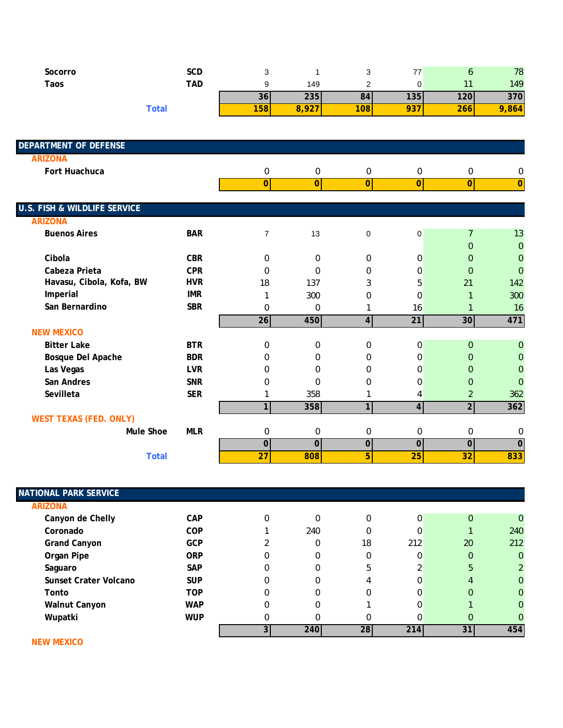| | | | | | | | |
|---|---|---|---|---|---|---|---|
| **Socorro** | **SCD** | 3 | 1 | 3 | 77 | 6 | 78 |
| **Taos** | **TAD** | 9 | 149 | 2 | 0 | 11 | 149 |
| | | **36** | **235** | **84** | **135** | **120** | **370** |
| **Total** | | **158** | **8,927** | **108** | **937** | **266** | **9,864** |

## DEPARTMENT OF DEFENSE

| | | | | | | | |
|---|---|---|---|---|---|---|---|
| **ARIZONA** | | | | | | | |
| **Fort Huachuca** | | 0 | 0 | 0 | 0 | 0 | 0 |
| | | **0** | **0** | **0** | **0** | **0** | **0** |

## U.S. FISH & WILDLIFE SERVICE

| | | | | | | | |
|---|---|---|---|---|---|---|---|
| **ARIZONA** | | | | | | | |
| **Buenos Aires** | **BAR** | 7 | 13 | 0 | 0 | 7 | 13 |
| | | | | | | 0 | 0 |
| **Cibola** | **CBR** | 0 | 0 | 0 | 0 | 0 | 0 |
| **Cabeza Prieta** | **CPR** | 0 | 0 | 0 | 0 | 0 | 0 |
| **Havasu, Cibola, Kofa, BW** | **HVR** | 18 | 137 | 3 | 5 | 21 | 142 |
| **Imperial** | **IMR** | 1 | 300 | 0 | 0 | 1 | 300 |
| **San Bernardino** | **SBR** | 0 | 0 | 1 | 16 | 1 | 16 |
| | | **26** | **450** | **4** | **21** | **30** | **471** |
| **NEW MEXICO** | | | | | | | |
| **Bitter Lake** | **BTR** | 0 | 0 | 0 | 0 | 0 | 0 |
| **Bosque Del Apache** | **BDR** | 0 | 0 | 0 | 0 | 0 | 0 |
| **Las Vegas** | **LVR** | 0 | 0 | 0 | 0 | 0 | 0 |
| **San Andres** | **SNR** | 0 | 0 | 0 | 0 | 0 | 0 |
| **Sevilleta** | **SER** | 1 | 358 | 1 | 4 | 2 | 362 |
| | | **1** | **358** | **1** | **4** | **2** | **362** |
| **WEST TEXAS (FED. ONLY)** | | | | | | | |
| **Mule Shoe** | **MLR** | 0 | 0 | 0 | 0 | 0 | 0 |
| | | **0** | **0** | **0** | **0** | **0** | **0** |
| **Total** | | **27** | **808** | **5** | **25** | **32** | **833** |

## NATIONAL PARK SERVICE

| | | | | | | | |
|---|---|---|---|---|---|---|---|
| **ARIZONA** | | | | | | | |
| **Canyon de Chelly** | **CAP** | 0 | 0 | 0 | 0 | 0 | 0 |
| **Coronado** | **COP** | 1 | 240 | 0 | 0 | 1 | 240 |
| **Grand Canyon** | **GCP** | 2 | 0 | 18 | 212 | 20 | 212 |
| **Organ Pipe** | **ORP** | 0 | 0 | 0 | 0 | 0 | 0 |
| **Saguaro** | **SAP** | 0 | 0 | 5 | 2 | 5 | 2 |
| **Sunset Crater Volcano** | **SUP** | 0 | 0 | 4 | 0 | 4 | 0 |
| **Tonto** | **TOP** | 0 | 0 | 0 | 0 | 0 | 0 |
| **Walnut Canyon** | **WAP** | 0 | 0 | 1 | 0 | 1 | 0 |
| **Wupatki** | **WUP** | 0 | 0 | 0 | 0 | 0 | 0 |
| | | **3** | **240** | **28** | **214** | **31** | **454** |
| **NEW MEXICO** | | | | | | | |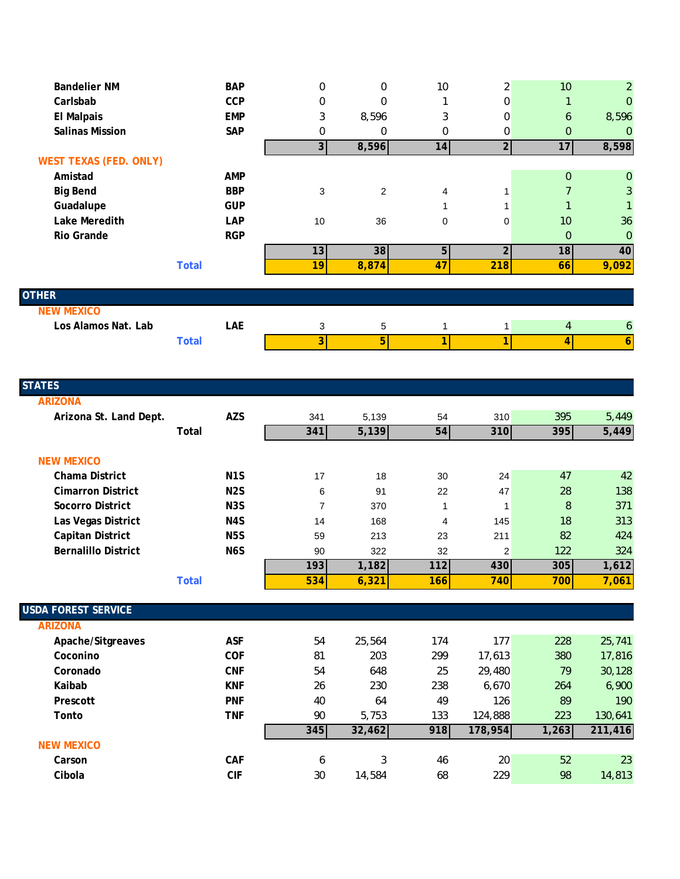| | | | | | | | |
|---|---|---|---|---|---|---|---|
| **Bandelier NM** | **BAP** | 0 | 0 | 10 | 2 | 10 | 2 |
| **Carlsbab** | **CCP** | 0 | 0 | 1 | 0 | 1 | 0 |
| **El Malpais** | **EMP** | 3 | 8,596 | 3 | 0 | 6 | 8,596 |
| **Salinas Mission** | **SAP** | 0 | 0 | 0 | 0 | 0 | 0 |
| | | **3** | **8,596** | **14** | **2** | **17** | **8,598** |
| **WEST TEXAS (FED. ONLY)** | | | | | | | |
| **Amistad** | **AMP** | | | | | 0 | 0 |
| **Big Bend** | **BBP** | 3 | 2 | 4 | 1 | 7 | 3 |
| **Guadalupe** | **GUP** | | | 1 | 1 | 1 | 1 |
| **Lake Meredith** | **LAP** | 10 | 36 | 0 | 0 | 10 | 36 |
| **Rio Grande** | **RGP** | | | | | 0 | 0 |
| | | **13** | **38** | **5** | **2** | **18** | **40** |
| **Total** | | **19** | **8,874** | **47** | **218** | **66** | **9,092** |

## OTHER

| | | | | | | | |
|---|---|---|---|---|---|---|---|
| **NEW MEXICO** | | | | | | | |
| **Los Alamos Nat. Lab** | **LAE** | 3 | 5 | 1 | 1 | 4 | 6 |
| **Total** | | **3** | **5** | **1** | **1** | **4** | **6** |

## STATES

| | | | | | | | |
|---|---|---|---|---|---|---|---|
| **ARIZONA** | | | | | | | |
| **Arizona St. Land Dept.** | **AZS** | 341 | 5,139 | 54 | 310 | 395 | 5,449 |
| **Total** | | **341** | **5,139** | **54** | **310** | **395** | **5,449** |
| **NEW MEXICO** | | | | | | | |
| **Chama District** | **N1S** | 17 | 18 | 30 | 24 | 47 | 42 |
| **Cimarron District** | **N2S** | 6 | 91 | 22 | 47 | 28 | 138 |
| **Socorro District** | **N3S** | 7 | 370 | 1 | 1 | 8 | 371 |
| **Las Vegas District** | **N4S** | 14 | 168 | 4 | 145 | 18 | 313 |
| **Capitan District** | **N5S** | 59 | 213 | 23 | 211 | 82 | 424 |
| **Bernalillo District** | **N6S** | 90 | 322 | 32 | 2 | 122 | 324 |
| | | **193** | **1,182** | **112** | **430** | **305** | **1,612** |
| **Total** | | **534** | **6,321** | **166** | **740** | **700** | **7,061** |

## USDA FOREST SERVICE

| | | | | | | | |
|---|---|---|---|---|---|---|---|
| **ARIZONA** | | | | | | | |
| **Apache/Sitgreaves** | **ASF** | 54 | 25,564 | 174 | 177 | 228 | 25,741 |
| **Coconino** | **COF** | 81 | 203 | 299 | 17,613 | 380 | 17,816 |
| **Coronado** | **CNF** | 54 | 648 | 25 | 29,480 | 79 | 30,128 |
| **Kaibab** | **KNF** | 26 | 230 | 238 | 6,670 | 264 | 6,900 |
| **Prescott** | **PNF** | 40 | 64 | 49 | 126 | 89 | 190 |
| **Tonto** | **TNF** | 90 | 5,753 | 133 | 124,888 | 223 | 130,641 |
| | | **345** | **32,462** | **918** | **178,954** | **1,263** | **211,416** |
| **NEW MEXICO** | | | | | | | |
| **Carson** | **CAF** | 6 | 3 | 46 | 20 | 52 | 23 |
| **Cibola** | **CIF** | 30 | 14,584 | 68 | 229 | 98 | 14,813 |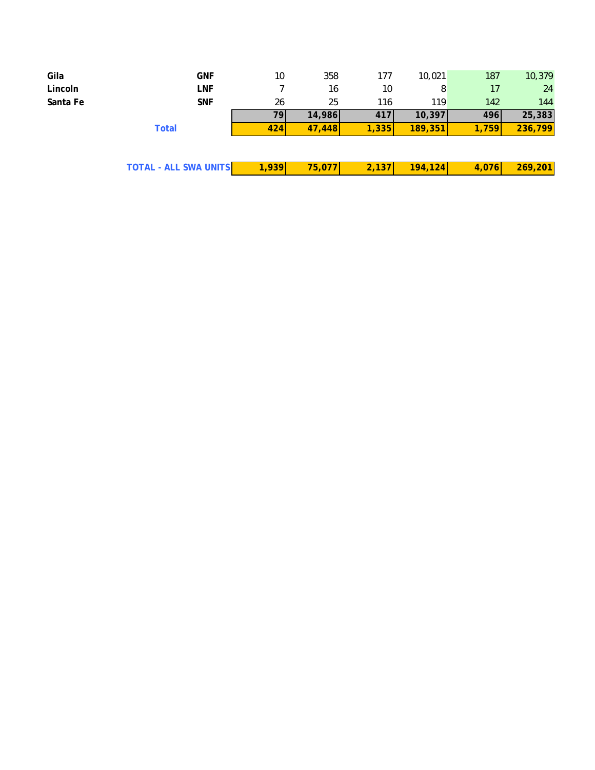| | | | | | | | |
|---|---|---|---|---|---|---|---|
| **Gila** | **GNF** | 10 | 358 | 177 | 10,021 | 187 | 10,379 |
| **Lincoln** | **LNF** | 7 | 16 | 10 | 8 | 17 | 24 |
| **Santa Fe** | **SNF** | 26 | 25 | 116 | 119 | 142 | 144 |
| | | **79** | **14,986** | **417** | **10,397** | **496** | **25,383** |
| **Total** | | **424** | **47,448** | **1,335** | **189,351** | **1,759** | **236,799** |
| | | | | | | | |
| **TOTAL - ALL SWA UNITS** | | **1,939** | **75,077** | **2,137** | **194,124** | **4,076** | **269,201** |